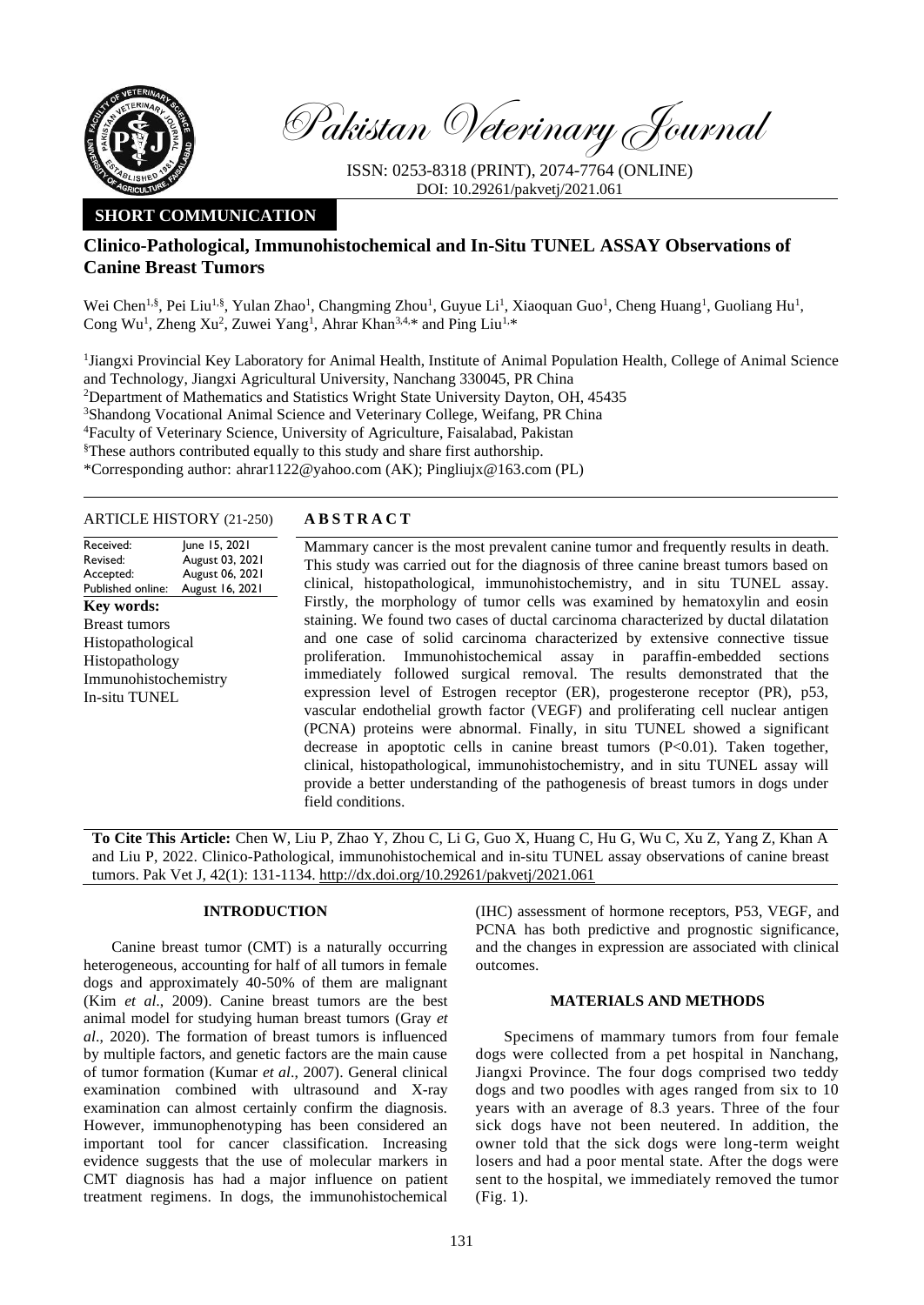# Pakistan Veterinary Journal

ISSN: 0253-8318 (PRINT), 2074-7764 (ONLINE)
DOI: 10.29261/pakvetj/2021.061

**SHORT COMMUNICATION**

## Clinico-Pathological, Immunohistochemical and In-Situ TUNEL ASSAY Observations of Canine Breast Tumors

Wei Chen[1,§], Pei Liu[1,§], Yulan Zhao[1], Changming Zhou[1], Guyue Li[1], Xiaoquan Guo[1], Cheng Huang[1], Guoliang Hu[1], Cong Wu[1], Zheng Xu[2], Zuwei Yang[1], Ahrar Khan[3,4,*] and Ping Liu[1,*]

[1]Jiangxi Provincial Key Laboratory for Animal Health, Institute of Animal Population Health, College of Animal Science and Technology, Jiangxi Agricultural University, Nanchang 330045, PR China
[2]Department of Mathematics and Statistics Wright State University Dayton, OH, 45435
[3]Shandong Vocational Animal Science and Veterinary College, Weifang, PR China
[4]Faculty of Veterinary Science, University of Agriculture, Faisalabad, Pakistan
[§]These authors contributed equally to this study and share first authorship.
*Corresponding author: ahrar1122@yahoo.com (AK); Pingliujx@163.com (PL)

**ARTICLE HISTORY** (21-250)

| | |
|---|---|
| Received: | June 15, 2021 |
| Revised: | August 03, 2021 |
| Accepted: | August 06, 2021 |
| Published online: | August 16, 2021 |

**Key words:**
Breast tumors
Histopathological
Histopathology
Immunohistochemistry
In-situ TUNEL

**ABSTRACT**

Mammary cancer is the most prevalent canine tumor and frequently results in death. This study was carried out for the diagnosis of three canine breast tumors based on clinical, histopathological, immunohistochemistry, and in situ TUNEL assay. Firstly, the morphology of tumor cells was examined by hematoxylin and eosin staining. We found two cases of ductal carcinoma characterized by ductal dilatation and one case of solid carcinoma characterized by extensive connective tissue proliferation. Immunohistochemical assay in paraffin-embedded sections immediately followed surgical removal. The results demonstrated that the expression level of Estrogen receptor (ER), progesterone receptor (PR), p53, vascular endothelial growth factor (VEGF) and proliferating cell nuclear antigen (PCNA) proteins were abnormal. Finally, in situ TUNEL showed a significant decrease in apoptotic cells in canine breast tumors ($P<0.01$). Taken together, clinical, histopathological, immunohistochemistry, and in situ TUNEL assay will provide a better understanding of the pathogenesis of breast tumors in dogs under field conditions.

**To Cite This Article:** Chen W, Liu P, Zhao Y, Zhou C, Li G, Guo X, Huang C, Hu G, Wu C, Xu Z, Yang Z, Khan A and Liu P, 2022. Clinico-Pathological, immunohistochemical and in-situ TUNEL assay observations of canine breast tumors. Pak Vet J, 42(1): 131-1134. http://dx.doi.org/10.29261/pakvetj/2021.061

### INTRODUCTION

Canine breast tumor (CMT) is a naturally occurring heterogeneous, accounting for half of all tumors in female dogs and approximately 40-50% of them are malignant (Kim *et al*., 2009). Canine breast tumors are the best animal model for studying human breast tumors (Gray *et al*., 2020). The formation of breast tumors is influenced by multiple factors, and genetic factors are the main cause of tumor formation (Kumar *et al*., 2007). General clinical examination combined with ultrasound and X-ray examination can almost certainly confirm the diagnosis. However, immunophenotyping has been considered an important tool for cancer classification. Increasing evidence suggests that the use of molecular markers in CMT diagnosis has had a major influence on patient treatment regimens. In dogs, the immunohistochemical (IHC) assessment of hormone receptors, P53, VEGF, and PCNA has both predictive and prognostic significance, and the changes in expression are associated with clinical outcomes.

### MATERIALS AND METHODS

Specimens of mammary tumors from four female dogs were collected from a pet hospital in Nanchang, Jiangxi Province. The four dogs comprised two teddy dogs and two poodles with ages ranged from six to 10 years with an average of 8.3 years. Three of the four sick dogs have not been neutered. In addition, the owner told that the sick dogs were long-term weight losers and had a poor mental state. After the dogs were sent to the hospital, we immediately removed the tumor (Fig. 1).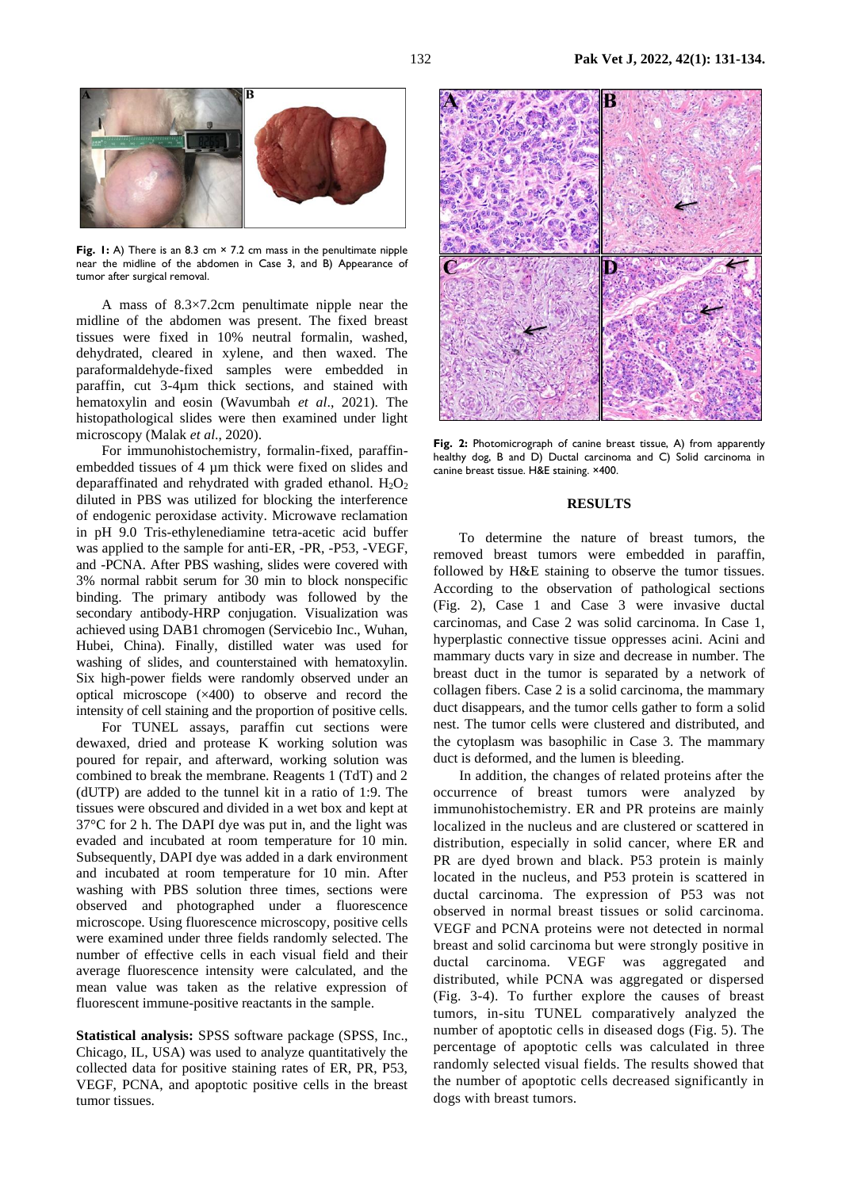Fig. 1: A) There is an 8.3 cm × 7.2 cm mass in the penultimate nipple near the midline of the abdomen in Case 3, and B) Appearance of tumor after surgical removal.

A mass of 8.3×7.2cm penultimate nipple near the midline of the abdomen was present. The fixed breast tissues were fixed in 10% neutral formalin, washed, dehydrated, cleared in xylene, and then waxed. The paraformaldehyde-fixed samples were embedded in paraffin, cut 3-4μm thick sections, and stained with hematoxylin and eosin (Wavumbah *et al*., 2021). The histopathological slides were then examined under light microscopy (Malak *et al*., 2020).

For immunohistochemistry, formalin-fixed, paraffin-embedded tissues of 4 µm thick were fixed on slides and deparaffinated and rehydrated with graded ethanol. $H_2O_2$ diluted in PBS was utilized for blocking the interference of endogenic peroxidase activity. Microwave reclamation in pH 9.0 Tris-ethylenediamine tetra-acetic acid buffer was applied to the sample for anti-ER, -PR, -P53, -VEGF, and -PCNA. After PBS washing, slides were covered with 3% normal rabbit serum for 30 min to block nonspecific binding. The primary antibody was followed by the secondary antibody-HRP conjugation. Visualization was achieved using DAB1 chromogen (Servicebio Inc., Wuhan, Hubei, China). Finally, distilled water was used for washing of slides, and counterstained with hematoxylin. Six high-power fields were randomly observed under an optical microscope (×400) to observe and record the intensity of cell staining and the proportion of positive cells.

For TUNEL assays, paraffin cut sections were dewaxed, dried and protease K working solution was poured for repair, and afterward, working solution was combined to break the membrane. Reagents 1 (TdT) and 2 (dUTP) are added to the tunnel kit in a ratio of 1:9. The tissues were obscured and divided in a wet box and kept at 37°C for 2 h. The DAPI dye was put in, and the light was evaded and incubated at room temperature for 10 min. Subsequently, DAPI dye was added in a dark environment and incubated at room temperature for 10 min. After washing with PBS solution three times, sections were observed and photographed under a fluorescence microscope. Using fluorescence microscopy, positive cells were examined under three fields randomly selected. The number of effective cells in each visual field and their average fluorescence intensity were calculated, and the mean value was taken as the relative expression of fluorescent immune-positive reactants in the sample.

**Statistical analysis:** SPSS software package (SPSS, Inc., Chicago, IL, USA) was used to analyze quantitatively the collected data for positive staining rates of ER, PR, P53, VEGF, PCNA, and apoptotic positive cells in the breast tumor tissues.

Fig. 2: Photomicrograph of canine breast tissue, A) from apparently healthy dog, B and D) Ductal carcinoma and C) Solid carcinoma in canine breast tissue. H&E staining. ×400.

## RESULTS

To determine the nature of breast tumors, the removed breast tumors were embedded in paraffin, followed by H&E staining to observe the tumor tissues. According to the observation of pathological sections (Fig. 2), Case 1 and Case 3 were invasive ductal carcinomas, and Case 2 was solid carcinoma. In Case 1, hyperplastic connective tissue oppresses acini. Acini and mammary ducts vary in size and decrease in number. The breast duct in the tumor is separated by a network of collagen fibers. Case 2 is a solid carcinoma, the mammary duct disappears, and the tumor cells gather to form a solid nest. The tumor cells were clustered and distributed, and the cytoplasm was basophilic in Case 3. The mammary duct is deformed, and the lumen is bleeding.

In addition, the changes of related proteins after the occurrence of breast tumors were analyzed by immunohistochemistry. ER and PR proteins are mainly localized in the nucleus and are clustered or scattered in distribution, especially in solid cancer, where ER and PR are dyed brown and black. P53 protein is mainly located in the nucleus, and P53 protein is scattered in ductal carcinoma. The expression of P53 was not observed in normal breast tissues or solid carcinoma. VEGF and PCNA proteins were not detected in normal breast and solid carcinoma but were strongly positive in ductal carcinoma. VEGF was aggregated and distributed, while PCNA was aggregated or dispersed (Fig. 3-4). To further explore the causes of breast tumors, in-situ TUNEL comparatively analyzed the number of apoptotic cells in diseased dogs (Fig. 5). The percentage of apoptotic cells was calculated in three randomly selected visual fields. The results showed that the number of apoptotic cells decreased significantly in dogs with breast tumors.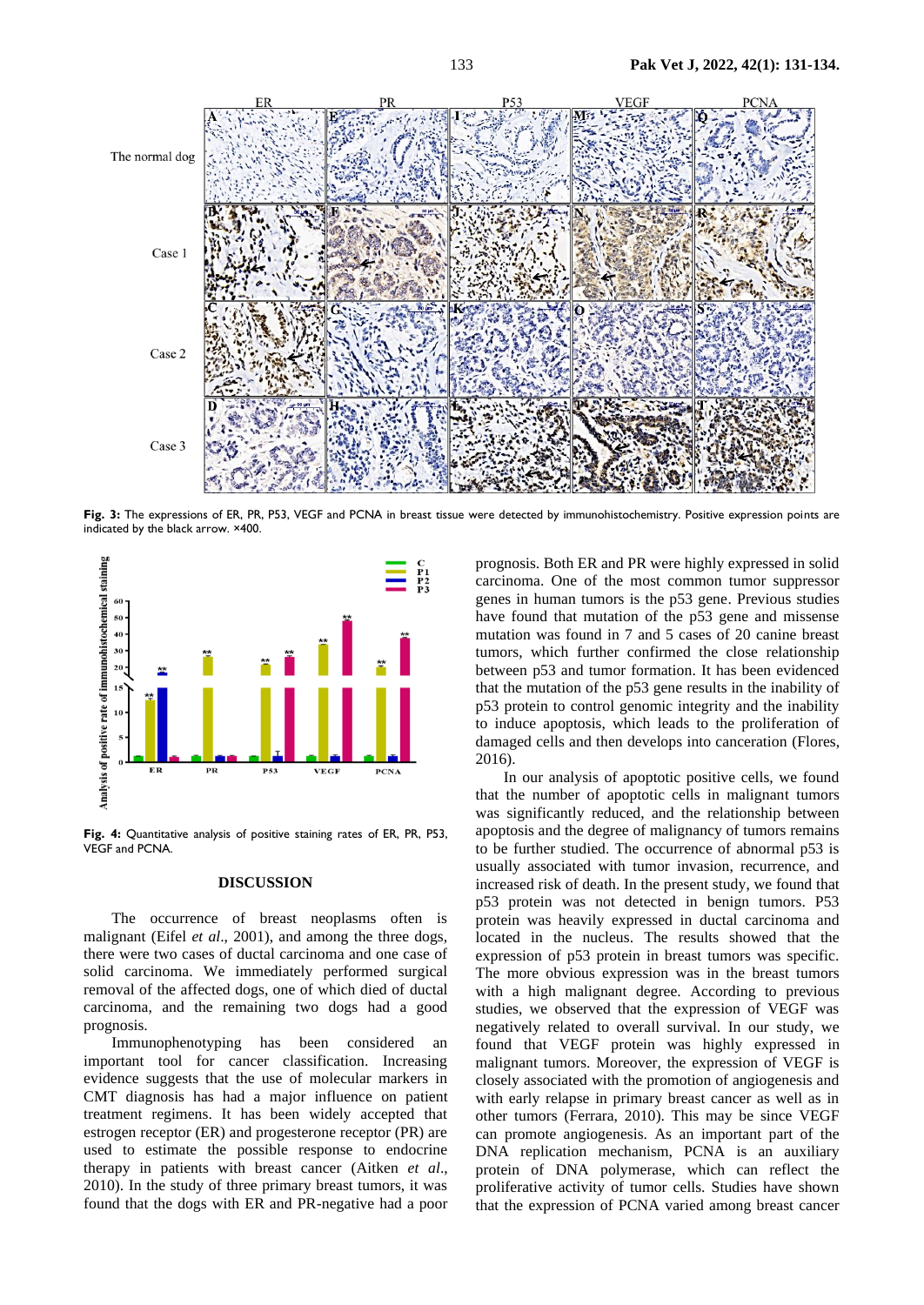ER PR P53 VEGF PCNA

The normal dog

Case 1

Case 2

Case 3

**Fig. 3:** The expressions of ER, PR, P53, VEGF and PCNA in breast tissue were detected by immunohistochemistry. Positive expression points are indicated by the black arrow. ×400.

Analysis of positive rate of immunohistochemical staining

C
P1
P2
P3

60
50
40
30
20
15
10
5
0

ER PR P53 VEGF PCNA

**Fig. 4:** Quantitative analysis of positive staining rates of ER, PR, P53, VEGF and PCNA.

## DISCUSSION

The occurrence of breast neoplasms often is malignant (Eifel *et al*., 2001), and among the three dogs, there were two cases of ductal carcinoma and one case of solid carcinoma. We immediately performed surgical removal of the affected dogs, one of which died of ductal carcinoma, and the remaining two dogs had a good prognosis.

Immunophenotyping has been considered an important tool for cancer classification. Increasing evidence suggests that the use of molecular markers in CMT diagnosis has had a major influence on patient treatment regimens. It has been widely accepted that estrogen receptor (ER) and progesterone receptor (PR) are used to estimate the possible response to endocrine therapy in patients with breast cancer (Aitken *et al*., 2010). In the study of three primary breast tumors, it was found that the dogs with ER and PR-negative had a poor prognosis. Both ER and PR were highly expressed in solid carcinoma. One of the most common tumor suppressor genes in human tumors is the p53 gene. Previous studies have found that mutation of the p53 gene and missense mutation was found in 7 and 5 cases of 20 canine breast tumors, which further confirmed the close relationship between p53 and tumor formation. It has been evidenced that the mutation of the p53 gene results in the inability of p53 protein to control genomic integrity and the inability to induce apoptosis, which leads to the proliferation of damaged cells and then develops into canceration (Flores, 2016).

In our analysis of apoptotic positive cells, we found that the number of apoptotic cells in malignant tumors was significantly reduced, and the relationship between apoptosis and the degree of malignancy of tumors remains to be further studied. The occurrence of abnormal p53 is usually associated with tumor invasion, recurrence, and increased risk of death. In the present study, we found that p53 protein was not detected in benign tumors. P53 protein was heavily expressed in ductal carcinoma and located in the nucleus. The results showed that the expression of p53 protein in breast tumors was specific. The more obvious expression was in the breast tumors with a high malignant degree. According to previous studies, we observed that the expression of VEGF was negatively related to overall survival. In our study, we found that VEGF protein was highly expressed in malignant tumors. Moreover, the expression of VEGF is closely associated with the promotion of angiogenesis and with early relapse in primary breast cancer as well as in other tumors (Ferrara, 2010). This may be since VEGF can promote angiogenesis. As an important part of the DNA replication mechanism, PCNA is an auxiliary protein of DNA polymerase, which can reflect the proliferative activity of tumor cells. Studies have shown that the expression of PCNA varied among breast cancer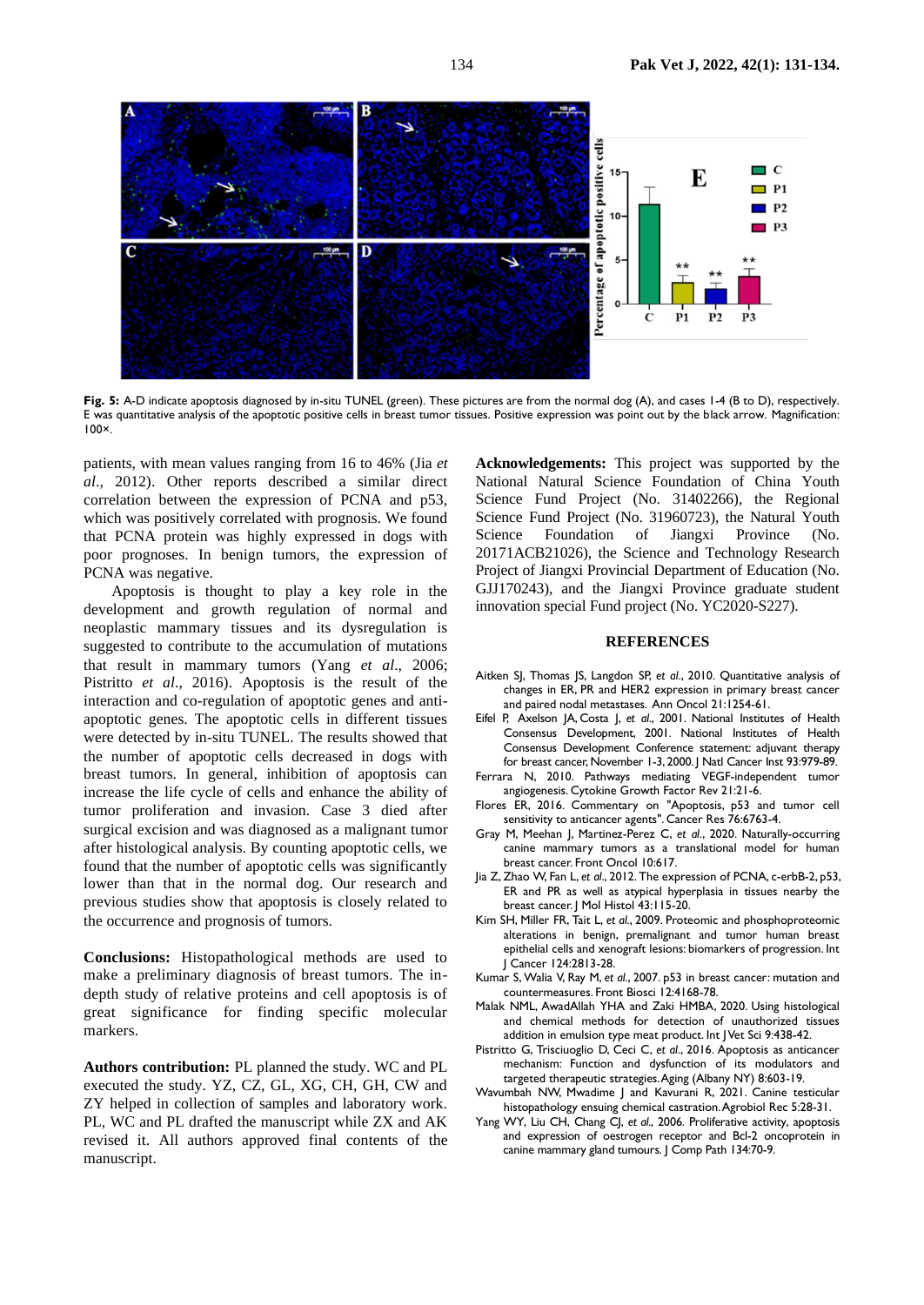A
B
C
D
100 μm

Percentage of apoptotic positive cells

E

15
10
5
0

C P1 P2 P3

\*\* \*\* \*\*

C
P1
P2
P3

**Fig. 5:** A-D indicate apoptosis diagnosed by in-situ TUNEL (green). These pictures are from the normal dog (A), and cases 1-4 (B to D), respectively. E was quantitative analysis of the apoptotic positive cells in breast tumor tissues. Positive expression was point out by the black arrow. Magnification: 100×.

patients, with mean values ranging from 16 to 46% (Jia *et al*., 2012). Other reports described a similar direct correlation between the expression of PCNA and p53, which was positively correlated with prognosis. We found that PCNA protein was highly expressed in dogs with poor prognoses. In benign tumors, the expression of PCNA was negative.

Apoptosis is thought to play a key role in the development and growth regulation of normal and neoplastic mammary tissues and its dysregulation is suggested to contribute to the accumulation of mutations that result in mammary tumors (Yang *et al*., 2006; Pistritto *et al*., 2016). Apoptosis is the result of the interaction and co-regulation of apoptotic genes and anti-apoptotic genes. The apoptotic cells in different tissues were detected by in-situ TUNEL. The results showed that the number of apoptotic cells decreased in dogs with breast tumors. In general, inhibition of apoptosis can increase the life cycle of cells and enhance the ability of tumor proliferation and invasion. Case 3 died after surgical excision and was diagnosed as a malignant tumor after histological analysis. By counting apoptotic cells, we found that the number of apoptotic cells was significantly lower than that in the normal dog. Our research and previous studies show that apoptosis is closely related to the occurrence and prognosis of tumors.

**Conclusions:** Histopathological methods are used to make a preliminary diagnosis of breast tumors. The in-depth study of relative proteins and cell apoptosis is of great significance for finding specific molecular markers.

**Authors contribution:** PL planned the study. WC and PL executed the study. YZ, CZ, GL, XG, CH, GH, CW and ZY helped in collection of samples and laboratory work. PL, WC and PL drafted the manuscript while ZX and AK revised it. All authors approved final contents of the manuscript.

**Acknowledgements:** This project was supported by the National Natural Science Foundation of China Youth Science Fund Project (No. 31402266), the Regional Science Fund Project (No. 31960723), the Natural Youth Science Foundation of Jiangxi Province (No. 20171ACB21026), the Science and Technology Research Project of Jiangxi Provincial Department of Education (No. GJJ170243), and the Jiangxi Province graduate student innovation special Fund project (No. YC2020-S227).

## REFERENCES

Aitken SJ, Thomas JS, Langdon SP, *et al*., 2010. Quantitative analysis of changes in ER, PR and HER2 expression in primary breast cancer and paired nodal metastases. Ann Oncol 21:1254-61.

Eifel P, Axelson JA, Costa J, *et al*., 2001. National Institutes of Health Consensus Development, 2001. National Institutes of Health Consensus Development Conference statement: adjuvant therapy for breast cancer, November 1-3, 2000. J Natl Cancer Inst 93:979-89.

Ferrara N, 2010. Pathways mediating VEGF-independent tumor angiogenesis. Cytokine Growth Factor Rev 21:21-6.

Flores ER, 2016. Commentary on "Apoptosis, p53 and tumor cell sensitivity to anticancer agents". Cancer Res 76:6763-4.

Gray M, Meehan J, Martinez-Perez C, *et al*., 2020. Naturally-occurring canine mammary tumors as a translational model for human breast cancer. Front Oncol 10:617.

Jia Z, Zhao W, Fan L, *et al*., 2012. The expression of PCNA, c-erbB-2, p53, ER and PR as well as atypical hyperplasia in tissues nearby the breast cancer. J Mol Histol 43:115-20.

Kim SH, Miller FR, Tait L, *et al*., 2009. Proteomic and phosphoproteomic alterations in benign, premalignant and tumor human breast epithelial cells and xenograft lesions: biomarkers of progression. Int J Cancer 124:2813-28.

Kumar S, Walia V, Ray M, *et al*., 2007. p53 in breast cancer: mutation and countermeasures. Front Biosci 12:4168-78.

Malak NML, AwadAllah YHA and Zaki HMBA, 2020. Using histological and chemical methods for detection of unauthorized tissues addition in emulsion type meat product. Int J Vet Sci 9:438-42.

Pistritto G, Trisciuoglio D, Ceci C, *et al*., 2016. Apoptosis as anticancer mechanism: Function and dysfunction of its modulators and targeted therapeutic strategies. Aging (Albany NY) 8:603-19.

Wavumbah NW, Mwadime J and Kavurani R, 2021. Canine testicular histopathology ensuing chemical castration. Agrobiol Rec 5:28-31.

Yang WY, Liu CH, Chang CJ, *et al*., 2006. Proliferative activity, apoptosis and expression of oestrogen receptor and Bcl-2 oncoprotein in canine mammary gland tumours. J Comp Path 134:70-9.